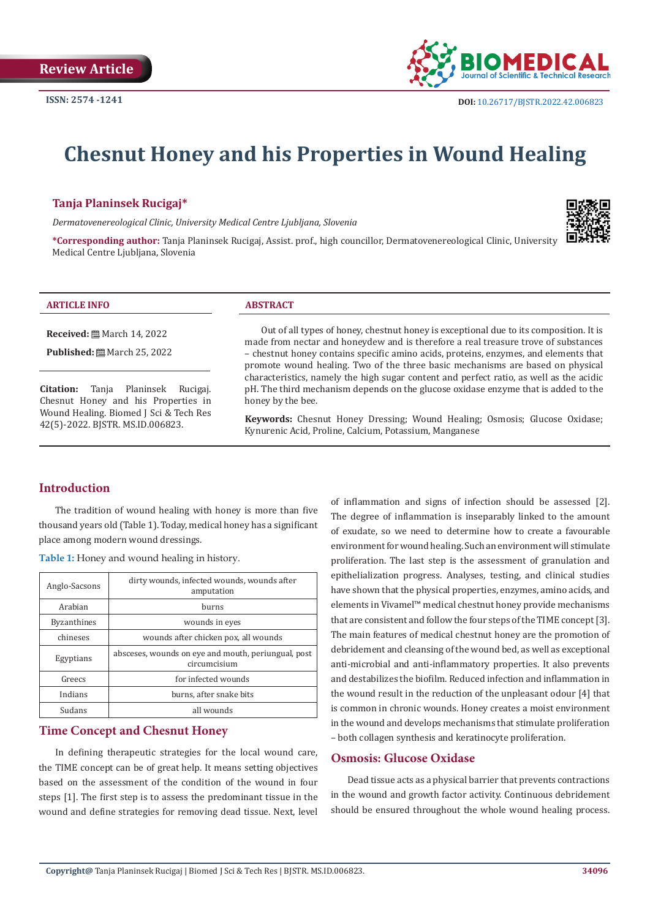Review Article

ISSN: 2574 -1241

DOI: 10.26717/BJSTR.2022.42.006823

# Chesnut Honey and his Properties in Wound Healing

**Tanja Planinsek Rucigaj***

*Dermatovenereological Clinic, University Medical Centre Ljubljana, Slovenia*

**\*Corresponding author:** Tanja Planinsek Rucigaj, Assist. prof., high councillor, Dermatovenereological Clinic, University Medical Centre Ljubljana, Slovenia

**ARTICLE INFO**

**Received:** March 14, 2022

**Published:** March 25, 2022

**Citation:** Tanja Planinsek Rucigaj. Chesnut Honey and his Properties in Wound Healing. Biomed J Sci & Tech Res 42(5)-2022. BJSTR. MS.ID.006823.

**ABSTRACT**

Out of all types of honey, chestnut honey is exceptional due to its composition. It is made from nectar and honeydew and is therefore a real treasure trove of substances – chestnut honey contains specific amino acids, proteins, enzymes, and elements that promote wound healing. Two of the three basic mechanisms are based on physical characteristics, namely the high sugar content and perfect ratio, as well as the acidic pH. The third mechanism depends on the glucose oxidase enzyme that is added to the honey by the bee.

**Keywords:** Chesnut Honey Dressing; Wound Healing; Osmosis; Glucose Oxidase; Kynurenic Acid, Proline, Calcium, Potassium, Manganese

## Introduction

The tradition of wound healing with honey is more than five thousand years old (Table 1). Today, medical honey has a significant place among modern wound dressings.

**Table 1:** Honey and wound healing in history.

| | |
|---|---|
| Anglo-Sacsons | dirty wounds, infected wounds, wounds after amputation |
| Arabian | burns |
| Byzanthines | wounds in eyes |
| chineses | wounds after chicken pox, all wounds |
| Egyptians | absceses, wounds on eye and mouth, periungual, post circumcisium |
| Greecs | for infected wounds |
| Indians | burns, after snake bits |
| Sudans | all wounds |

## Time Concept and Chesnut Honey

In defining therapeutic strategies for the local wound care, the TIME concept can be of great help. It means setting objectives based on the assessment of the condition of the wound in four steps [1]. The first step is to assess the predominant tissue in the wound and define strategies for removing dead tissue. Next, level of inflammation and signs of infection should be assessed [2]. The degree of inflammation is inseparably linked to the amount of exudate, so we need to determine how to create a favourable environment for wound healing. Such an environment will stimulate proliferation. The last step is the assessment of granulation and epithelialization progress. Analyses, testing, and clinical studies have shown that the physical properties, enzymes, amino acids, and elements in Vivamel™ medical chestnut honey provide mechanisms that are consistent and follow the four steps of the TIME concept [3]. The main features of medical chestnut honey are the promotion of debridement and cleansing of the wound bed, as well as exceptional anti-microbial and anti-inflammatory properties. It also prevents and destabilizes the biofilm. Reduced infection and inflammation in the wound result in the reduction of the unpleasant odour [4] that is common in chronic wounds. Honey creates a moist environment in the wound and develops mechanisms that stimulate proliferation – both collagen synthesis and keratinocyte proliferation.

## Osmosis: Glucose Oxidase

Dead tissue acts as a physical barrier that prevents contractions in the wound and growth factor activity. Continuous debridement should be ensured throughout the whole wound healing process.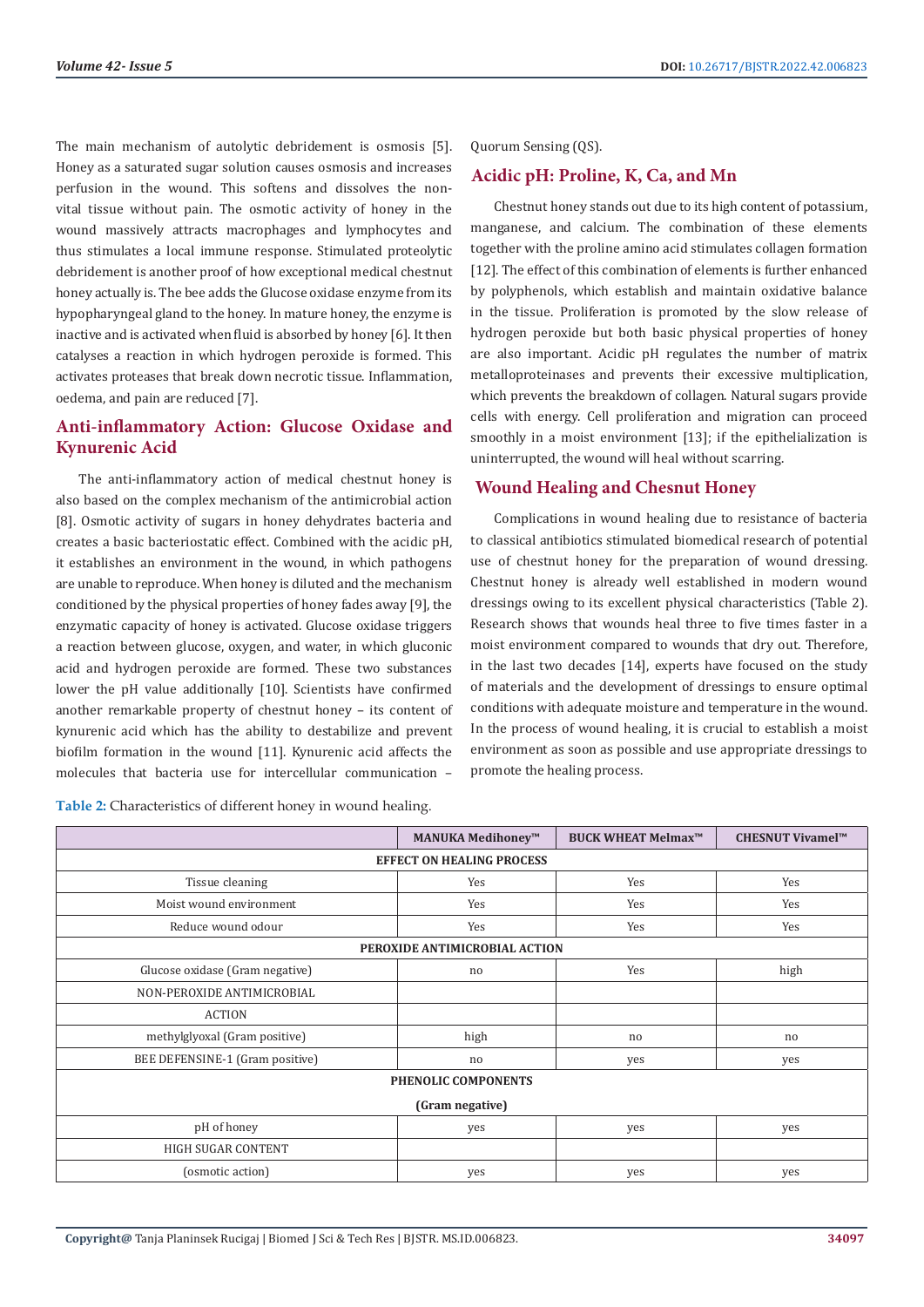The main mechanism of autolytic debridement is osmosis [5]. Honey as a saturated sugar solution causes osmosis and increases perfusion in the wound. This softens and dissolves the non-vital tissue without pain. The osmotic activity of honey in the wound massively attracts macrophages and lymphocytes and thus stimulates a local immune response. Stimulated proteolytic debridement is another proof of how exceptional medical chestnut honey actually is. The bee adds the Glucose oxidase enzyme from its hypopharyngeal gland to the honey. In mature honey, the enzyme is inactive and is activated when fluid is absorbed by honey [6]. It then catalyses a reaction in which hydrogen peroxide is formed. This activates proteases that break down necrotic tissue. Inflammation, oedema, and pain are reduced [7].

## Anti-inflammatory Action: Glucose Oxidase and Kynurenic Acid

The anti-inflammatory action of medical chestnut honey is also based on the complex mechanism of the antimicrobial action [8]. Osmotic activity of sugars in honey dehydrates bacteria and creates a basic bacteriostatic effect. Combined with the acidic pH, it establishes an environment in the wound, in which pathogens are unable to reproduce. When honey is diluted and the mechanism conditioned by the physical properties of honey fades away [9], the enzymatic capacity of honey is activated. Glucose oxidase triggers a reaction between glucose, oxygen, and water, in which gluconic acid and hydrogen peroxide are formed. These two substances lower the pH value additionally [10]. Scientists have confirmed another remarkable property of chestnut honey – its content of kynurenic acid which has the ability to destabilize and prevent biofilm formation in the wound [11]. Kynurenic acid affects the molecules that bacteria use for intercellular communication – Quorum Sensing (QS).

## Acidic pH: Proline, K, Ca, and Mn

Chestnut honey stands out due to its high content of potassium, manganese, and calcium. The combination of these elements together with the proline amino acid stimulates collagen formation [12]. The effect of this combination of elements is further enhanced by polyphenols, which establish and maintain oxidative balance in the tissue. Proliferation is promoted by the slow release of hydrogen peroxide but both basic physical properties of honey are also important. Acidic pH regulates the number of matrix metalloproteinases and prevents their excessive multiplication, which prevents the breakdown of collagen. Natural sugars provide cells with energy. Cell proliferation and migration can proceed smoothly in a moist environment [13]; if the epithelialization is uninterrupted, the wound will heal without scarring.

## Wound Healing and Chesnut Honey

Complications in wound healing due to resistance of bacteria to classical antibiotics stimulated biomedical research of potential use of chestnut honey for the preparation of wound dressing. Chestnut honey is already well established in modern wound dressings owing to its excellent physical characteristics (Table 2). Research shows that wounds heal three to five times faster in a moist environment compared to wounds that dry out. Therefore, in the last two decades [14], experts have focused on the study of materials and the development of dressings to ensure optimal conditions with adequate moisture and temperature in the wound. In the process of wound healing, it is crucial to establish a moist environment as soon as possible and use appropriate dressings to promote the healing process.

**Table 2:** Characteristics of different honey in wound healing.

| | MANUKA Medihoney™ | BUCK WHEAT Melmax™ | CHESNUT Vivamel™ |
|---|---|---|---|
| **EFFECT ON HEALING PROCESS** | | | |
| Tissue cleaning | Yes | Yes | Yes |
| Moist wound environment | Yes | Yes | Yes |
| Reduce wound odour | Yes | Yes | Yes |
| **PEROXIDE ANTIMICROBIAL ACTION** | | | |
| Glucose oxidase (Gram negative) | no | Yes | high |
| NON-PEROXIDE ANTIMICROBIAL ACTION | | | |
| methylglyoxal (Gram positive) | high | no | no |
| BEE DEFENSINE-1 (Gram positive) | no | yes | yes |
| **PHENOLIC COMPONENTS (Gram negative)** | | | |
| pH of honey | yes | yes | yes |
| HIGH SUGAR CONTENT (osmotic action) | yes | yes | yes |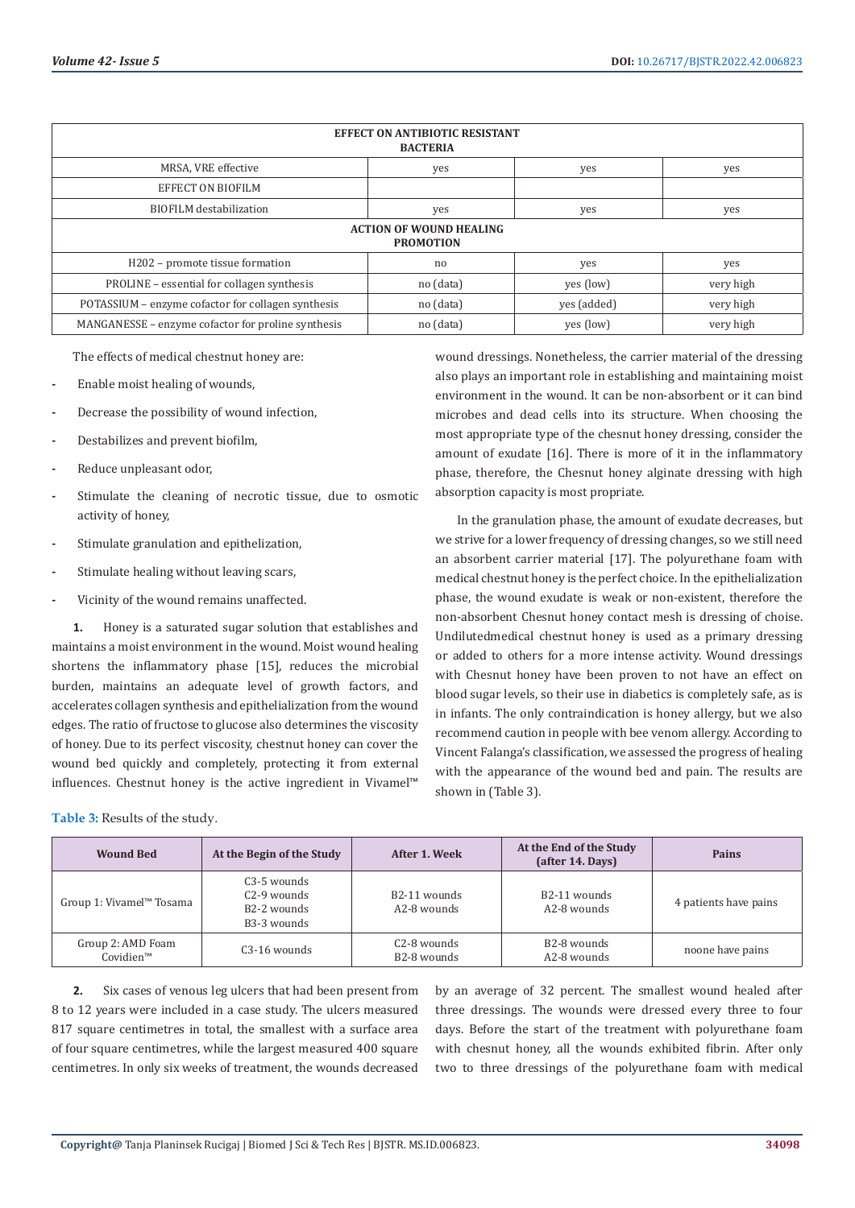| EFFECT ON ANTIBIOTIC RESISTANT BACTERIA | | | |
|---|---|---|---|
| MRSA, VRE effective | yes | yes | yes |
| EFFECT ON BIOFILM | | | |
| BIOFILM destabilization | yes | yes | yes |
| ACTION OF WOUND HEALING PROMOTION | | | |
| H202 – promote tissue formation | no | yes | yes |
| PROLINE – essential for collagen synthesis | no (data) | yes (low) | very high |
| POTASSIUM – enzyme cofactor for collagen synthesis | no (data) | yes (added) | very high |
| MANGANESSE – enzyme cofactor for proline synthesis | no (data) | yes (low) | very high |

The effects of medical chestnut honey are:

- Enable moist healing of wounds,
- Decrease the possibility of wound infection,
- Destabilizes and prevent biofilm,
- Reduce unpleasant odor,
- Stimulate the cleaning of necrotic tissue, due to osmotic activity of honey,
- Stimulate granulation and epithelization,
- Stimulate healing without leaving scars,
- Vicinity of the wound remains unaffected.

**1.** Honey is a saturated sugar solution that establishes and maintains a moist environment in the wound. Moist wound healing shortens the inflammatory phase [15], reduces the microbial burden, maintains an adequate level of growth factors, and accelerates collagen synthesis and epithelialization from the wound edges. The ratio of fructose to glucose also determines the viscosity of honey. Due to its perfect viscosity, chestnut honey can cover the wound bed quickly and completely, protecting it from external influences. Chestnut honey is the active ingredient in Vivamel™ wound dressings. Nonetheless, the carrier material of the dressing also plays an important role in establishing and maintaining moist environment in the wound. It can be non-absorbent or it can bind microbes and dead cells into its structure. When choosing the most appropriate type of the chesnut honey dressing, consider the amount of exudate [16]. There is more of it in the inflammatory phase, therefore, the Chesnut honey alginate dressing with high absorption capacity is most propriate.

In the granulation phase, the amount of exudate decreases, but we strive for a lower frequency of dressing changes, so we still need an absorbent carrier material [17]. The polyurethane foam with medical chestnut honey is the perfect choice. In the epithelialization phase, the wound exudate is weak or non-existent, therefore the non-absorbent Chesnut honey contact mesh is dressing of choise. Undilutedmedical chestnut honey is used as a primary dressing or added to others for a more intense activity. Wound dressings with Chesnut honey have been proven to not have an effect on blood sugar levels, so their use in diabetics is completely safe, as is in infants. The only contraindication is honey allergy, but we also recommend caution in people with bee venom allergy. According to Vincent Falanga's classification, we assessed the progress of healing with the appearance of the wound bed and pain. The results are shown in (Table 3).

**Table 3:** Results of the study.

| Wound Bed | At the Begin of the Study | After 1. Week | At the End of the Study (after 14. Days) | Pains |
|---|---|---|---|---|
| Group 1: Vivamel™ Tosama | C3-5 wounds<br>C2-9 wounds<br>B2-2 wounds<br>B3-3 wounds | B2-11 wounds<br>A2-8 wounds | B2-11 wounds<br>A2-8 wounds | 4 patients have pains |
| Group 2: AMD Foam Covidien™ | C3-16 wounds | C2-8 wounds<br>B2-8 wounds | B2-8 wounds<br>A2-8 wounds | noone have pains |

**2.** Six cases of venous leg ulcers that had been present from 8 to 12 years were included in a case study. The ulcers measured 817 square centimetres in total, the smallest with a surface area of four square centimetres, while the largest measured 400 square centimetres. In only six weeks of treatment, the wounds decreased by an average of 32 percent. The smallest wound healed after three dressings. The wounds were dressed every three to four days. Before the start of the treatment with polyurethane foam with chesnut honey, all the wounds exhibited fibrin. After only two to three dressings of the polyurethane foam with medical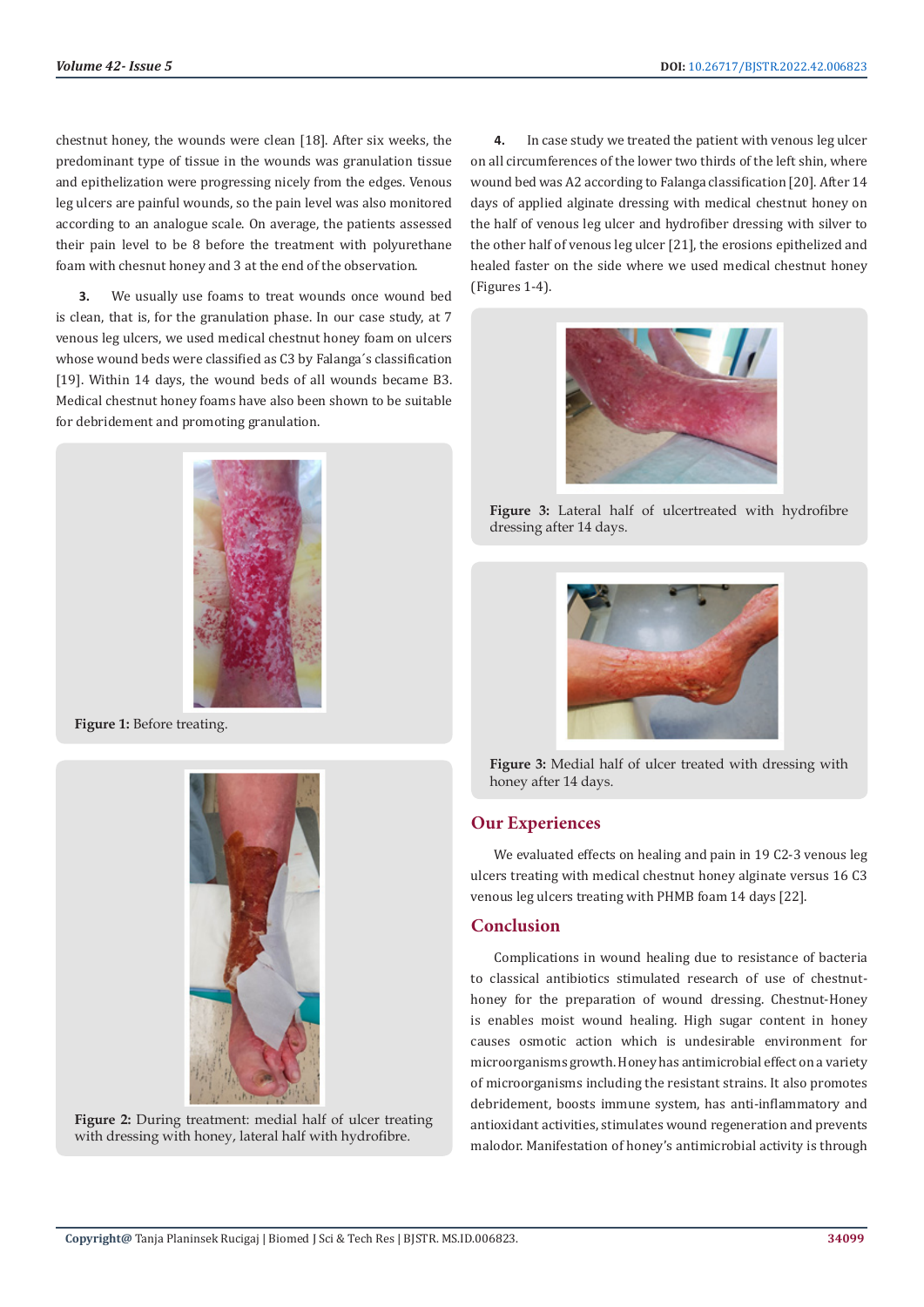chestnut honey, the wounds were clean [18]. After six weeks, the predominant type of tissue in the wounds was granulation tissue and epithelization were progressing nicely from the edges. Venous leg ulcers are painful wounds, so the pain level was also monitored according to an analogue scale. On average, the patients assessed their pain level to be 8 before the treatment with polyurethane foam with chesnut honey and 3 at the end of the observation.

**3.** We usually use foams to treat wounds once wound bed is clean, that is, for the granulation phase. In our case study, at 7 venous leg ulcers, we used medical chestnut honey foam on ulcers whose wound beds were classified as C3 by Falanga´s classification [19]. Within 14 days, the wound beds of all wounds became B3. Medical chestnut honey foams have also been shown to be suitable for debridement and promoting granulation.

**Figure 1:** Before treating.

**Figure 2:** During treatment: medial half of ulcer treating with dressing with honey, lateral half with hydrofibre.

**4.** In case study we treated the patient with venous leg ulcer on all circumferences of the lower two thirds of the left shin, where wound bed was A2 according to Falanga classification [20]. After 14 days of applied alginate dressing with medical chestnut honey on the half of venous leg ulcer and hydrofiber dressing with silver to the other half of venous leg ulcer [21], the erosions epithelized and healed faster on the side where we used medical chestnut honey (Figures 1-4).

**Figure 3:** Lateral half of ulcertreated with hydrofibre dressing after 14 days.

**Figure 3:** Medial half of ulcer treated with dressing with honey after 14 days.

## Our Experiences

We evaluated effects on healing and pain in 19 C2-3 venous leg ulcers treating with medical chestnut honey alginate versus 16 C3 venous leg ulcers treating with PHMB foam 14 days [22].

## Conclusion

Complications in wound healing due to resistance of bacteria to classical antibiotics stimulated research of use of chestnut-honey for the preparation of wound dressing. Chestnut-Honey is enables moist wound healing. High sugar content in honey causes osmotic action which is undesirable environment for microorganisms growth. Honey has antimicrobial effect on a variety of microorganisms including the resistant strains. It also promotes debridement, boosts immune system, has anti-inflammatory and antioxidant activities, stimulates wound regeneration and prevents malodor. Manifestation of honey's antimicrobial activity is through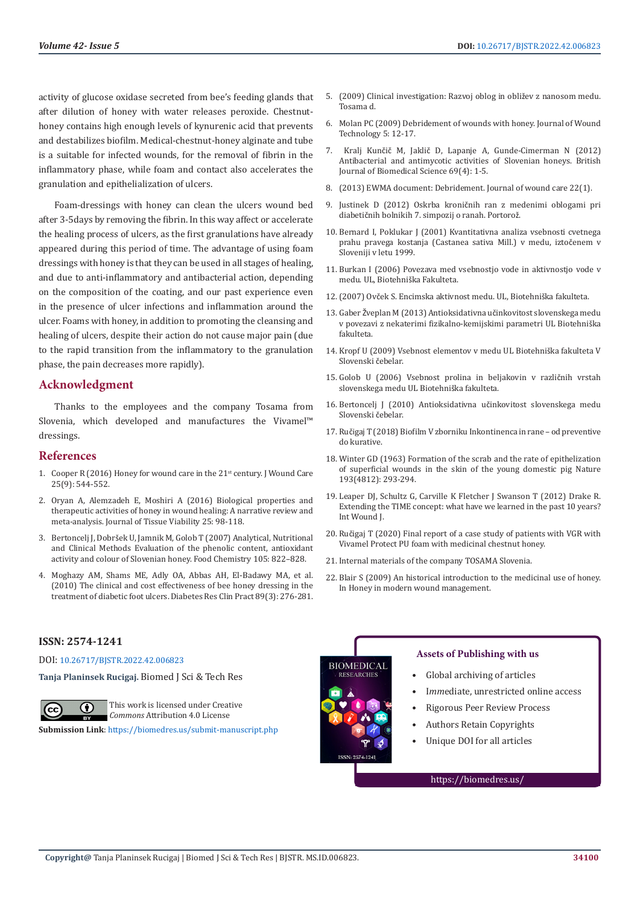activity of glucose oxidase secreted from bee's feeding glands that after dilution of honey with water releases peroxide. Chestnut-honey contains high enough levels of kynurenic acid that prevents and destabilizes biofilm. Medical-chestnut-honey alginate and tube is a suitable for infected wounds, for the removal of fibrin in the inflammatory phase, while foam and contact also accelerates the granulation and epithelialization of ulcers.

Foam-dressings with honey can clean the ulcers wound bed after 3-5days by removing the fibrin. In this way affect or accelerate the healing process of ulcers, as the first granulations have already appeared during this period of time. The advantage of using foam dressings with honey is that they can be used in all stages of healing, and due to anti-inflammatory and antibacterial action, depending on the composition of the coating, and our past experience even in the presence of ulcer infections and inflammation around the ulcer. Foams with honey, in addition to promoting the cleansing and healing of ulcers, despite their action do not cause major pain (due to the rapid transition from the inflammatory to the granulation phase, the pain decreases more rapidly).

## Acknowledgment

Thanks to the employees and the company Tosama from Slovenia, which developed and manufactures the Vivamel™ dressings.

## References

1. Cooper R (2016) Honey for wound care in the 21st century. J Wound Care 25(9): 544-552.
2. Oryan A, Alemzadeh E, Moshiri A (2016) Biological properties and therapeutic activities of honey in wound healing: A narrative review and meta-analysis. Journal of Tissue Viability 25: 98-118.
3. Bertoncelj J, Dobršek U, Jamnik M, Golob T (2007) Analytical, Nutritional and Clinical Methods Evaluation of the phenolic content, antioxidant activity and colour of Slovenian honey. Food Chemistry 105: 822–828.
4. Moghazy AM, Shams ME, Adly OA, Abbas AH, El-Badawy MA, et al. (2010) The clinical and cost effectiveness of bee honey dressing in the treatment of diabetic foot ulcers. Diabetes Res Clin Pract 89(3): 276-281.
5. (2009) Clinical investigation: Razvoj oblog in obližev z nanosom medu. Tosama d.
6. Molan PC (2009) Debridement of wounds with honey. Journal of Wound Technology 5: 12-17.
7. Kralj Kunčič M, Jaklič D, Lapanje A, Gunde-Cimerman N (2012) Antibacterial and antimycotic activities of Slovenian honeys. British Journal of Biomedical Science 69(4): 1-5.
8. (2013) EWMA document: Debridement. Journal of wound care 22(1).
9. Justinek D (2012) Oskrba kroničnih ran z medenimi oblogami pri diabetičnih bolnikih 7. simpozij o ranah. Portorož.
10. Bernard I, Poklukar J (2001) Kvantitativna analiza vsebnosti cvetnega prahu pravega kostanja (Castanea sativa Mill.) v medu, iztočenem v Sloveniji v letu 1999.
11. Burkan I (2006) Povezava med vsebnostjo vode in aktivnostjo vode v medu. UL, Biotehniška Fakulteta.
12. (2007) Ovček S. Encimska aktivnost medu. UL, Biotehniška fakulteta.
13. Gaber Žveplan M (2013) Antioksidativna učinkovitost slovenskega medu v povezavi z nekaterimi fizikalno-kemijskimi parametri UL Biotehniška fakulteta.
14. Kropf U (2009) Vsebnost elementov v medu UL Biotehniška fakulteta V Slovenski čebelar.
15. Golob U (2006) Vsebnost prolina in beljakovin v različnih vrstah slovenskega medu UL Biotehniška fakulteta.
16. Bertoncelj J (2010) Antioksidativna učinkovitost slovenskega medu Slovenski čebelar.
17. Ručigaj T (2018) Biofilm V zborniku Inkontinenca in rane – od preventive do kurative.
18. Winter GD (1963) Formation of the scrab and the rate of epithelization of superficial wounds in the skin of the young domestic pig Nature 193(4812): 293-294.
19. Leaper DJ, Schultz G, Carville K Fletcher J Swanson T (2012) Drake R. Extending the TIME concept: what have we learned in the past 10 years? Int Wound J.
20. Ručigaj T (2020) Final report of a case study of patients with VGR with Vivamel Protect PU foam with medicinal chestnut honey.
21. Internal materials of the company TOSAMA Slovenia.
22. Blair S (2009) An historical introduction to the medicinal use of honey. In Honey in modern wound management.

**ISSN: 2574-1241**

DOI: 10.26717/BJSTR.2022.42.006823

**Tanja Planinsek Rucigaj.** Biomed J Sci & Tech Res

This work is licensed under Creative *Commons* Attribution 4.0 License

**Submission Link**: https://biomedres.us/submit-manuscript.php

**Assets of Publishing with us**

- Global archiving of articles
- Immediate, unrestricted online access
- Rigorous Peer Review Process
- Authors Retain Copyrights
- Unique DOI for all articles

https://biomedres.us/